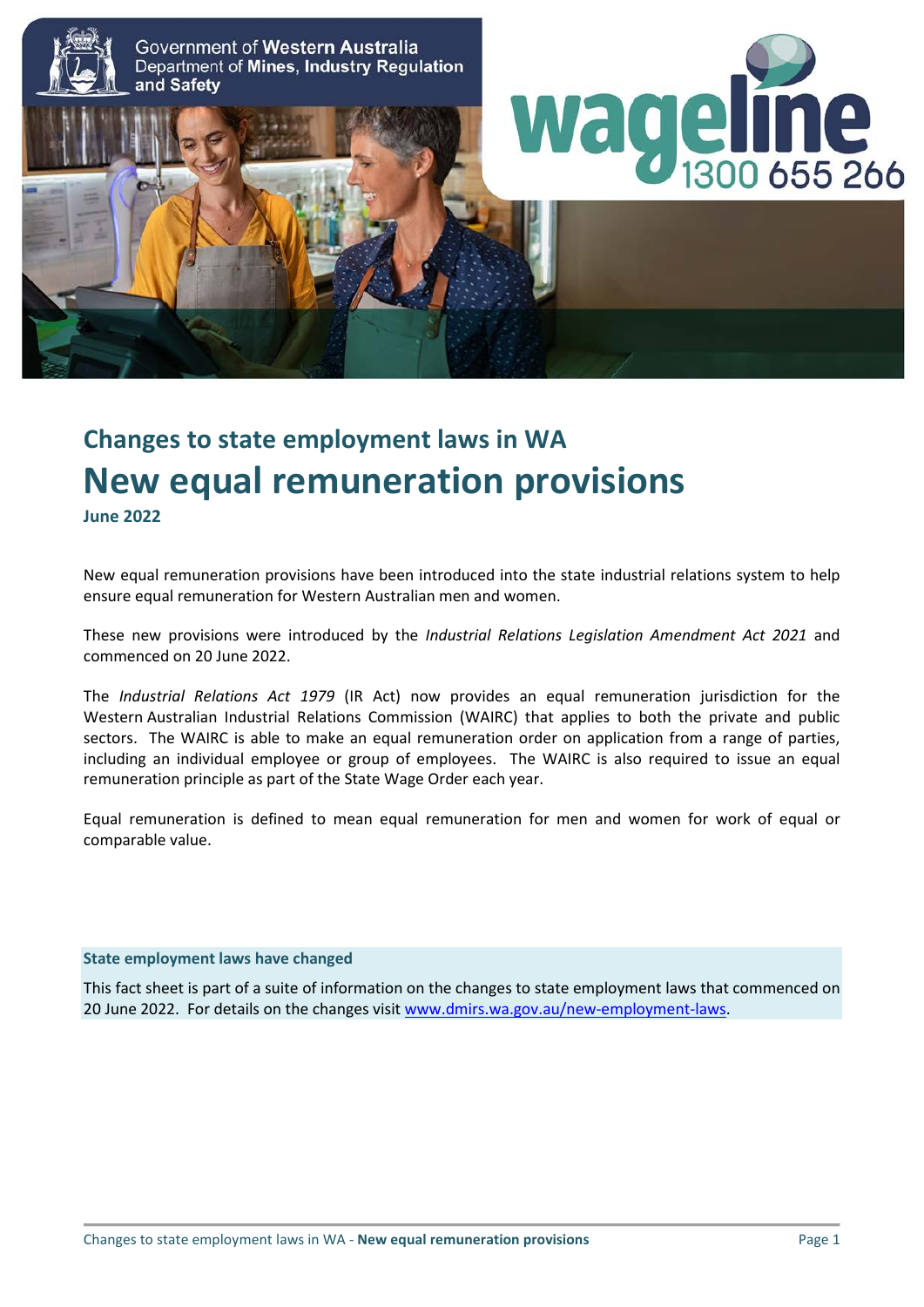Government of Western Australia
Department of Mines, Industry Regulation and Safety

wageline 1300 655 266

## Changes to state employment laws in WA

# New equal remuneration provisions

**June 2022**

New equal remuneration provisions have been introduced into the state industrial relations system to help ensure equal remuneration for Western Australian men and women.

These new provisions were introduced by the *Industrial Relations Legislation Amendment Act 2021* and commenced on 20 June 2022.

The *Industrial Relations Act 1979* (IR Act) now provides an equal remuneration jurisdiction for the Western Australian Industrial Relations Commission (WAIRC) that applies to both the private and public sectors. The WAIRC is able to make an equal remuneration order on application from a range of parties, including an individual employee or group of employees. The WAIRC is also required to issue an equal remuneration principle as part of the State Wage Order each year.

Equal remuneration is defined to mean equal remuneration for men and women for work of equal or comparable value.

**State employment laws have changed**

This fact sheet is part of a suite of information on the changes to state employment laws that commenced on 20 June 2022. For details on the changes visit www.dmirs.wa.gov.au/new-employment-laws.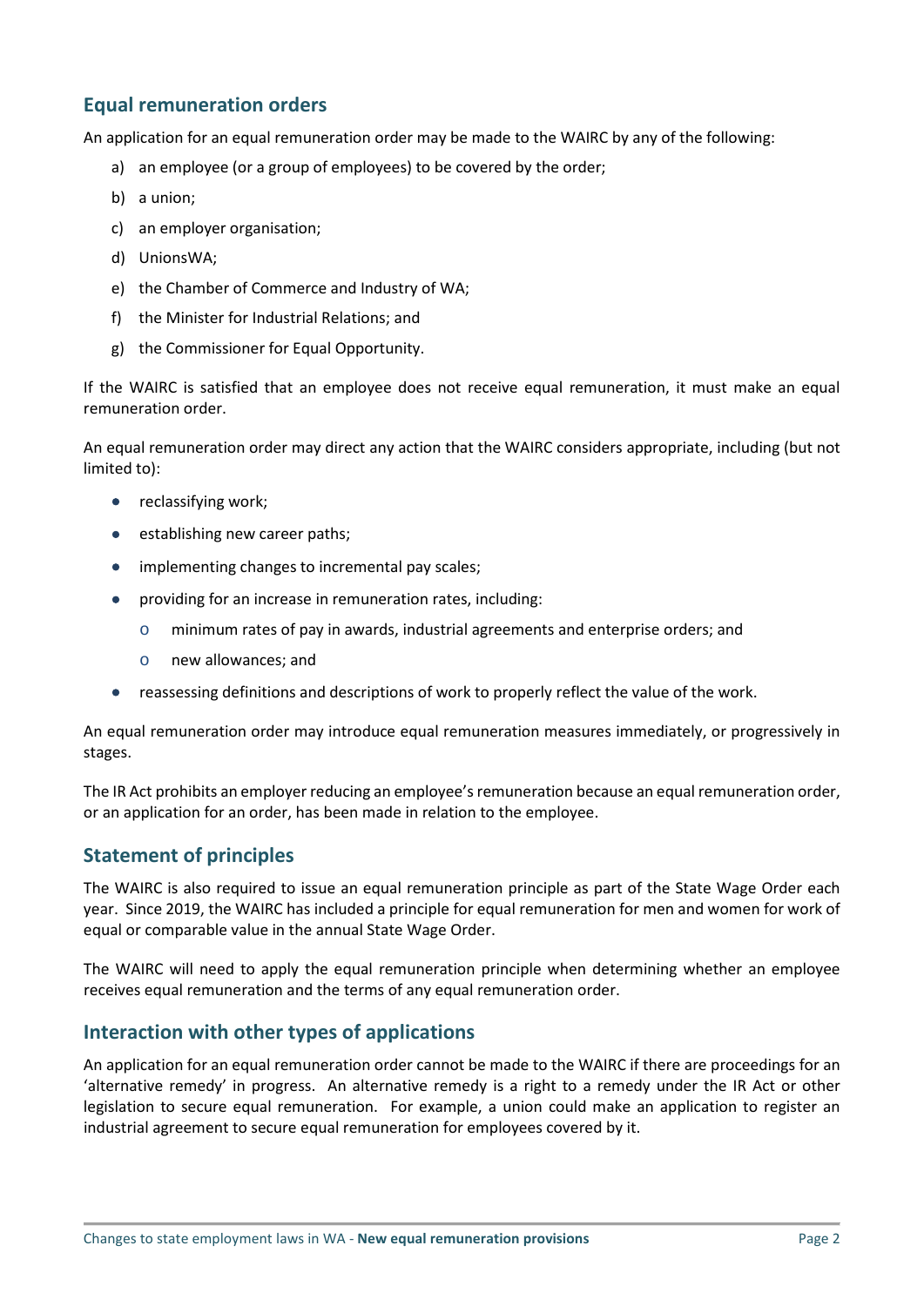## Equal remuneration orders

An application for an equal remuneration order may be made to the WAIRC by any of the following:

a) an employee (or a group of employees) to be covered by the order;

b) a union;

c) an employer organisation;

d) UnionsWA;

e) the Chamber of Commerce and Industry of WA;

f) the Minister for Industrial Relations; and

g) the Commissioner for Equal Opportunity.

If the WAIRC is satisfied that an employee does not receive equal remuneration, it must make an equal remuneration order.

An equal remuneration order may direct any action that the WAIRC considers appropriate, including (but not limited to):

- reclassifying work;
- establishing new career paths;
- implementing changes to incremental pay scales;
- providing for an increase in remuneration rates, including:
  - minimum rates of pay in awards, industrial agreements and enterprise orders; and
  - new allowances; and
- reassessing definitions and descriptions of work to properly reflect the value of the work.

An equal remuneration order may introduce equal remuneration measures immediately, or progressively in stages.

The IR Act prohibits an employer reducing an employee's remuneration because an equal remuneration order, or an application for an order, has been made in relation to the employee.

## Statement of principles

The WAIRC is also required to issue an equal remuneration principle as part of the State Wage Order each year. Since 2019, the WAIRC has included a principle for equal remuneration for men and women for work of equal or comparable value in the annual State Wage Order.

The WAIRC will need to apply the equal remuneration principle when determining whether an employee receives equal remuneration and the terms of any equal remuneration order.

## Interaction with other types of applications

An application for an equal remuneration order cannot be made to the WAIRC if there are proceedings for an 'alternative remedy' in progress. An alternative remedy is a right to a remedy under the IR Act or other legislation to secure equal remuneration. For example, a union could make an application to register an industrial agreement to secure equal remuneration for employees covered by it.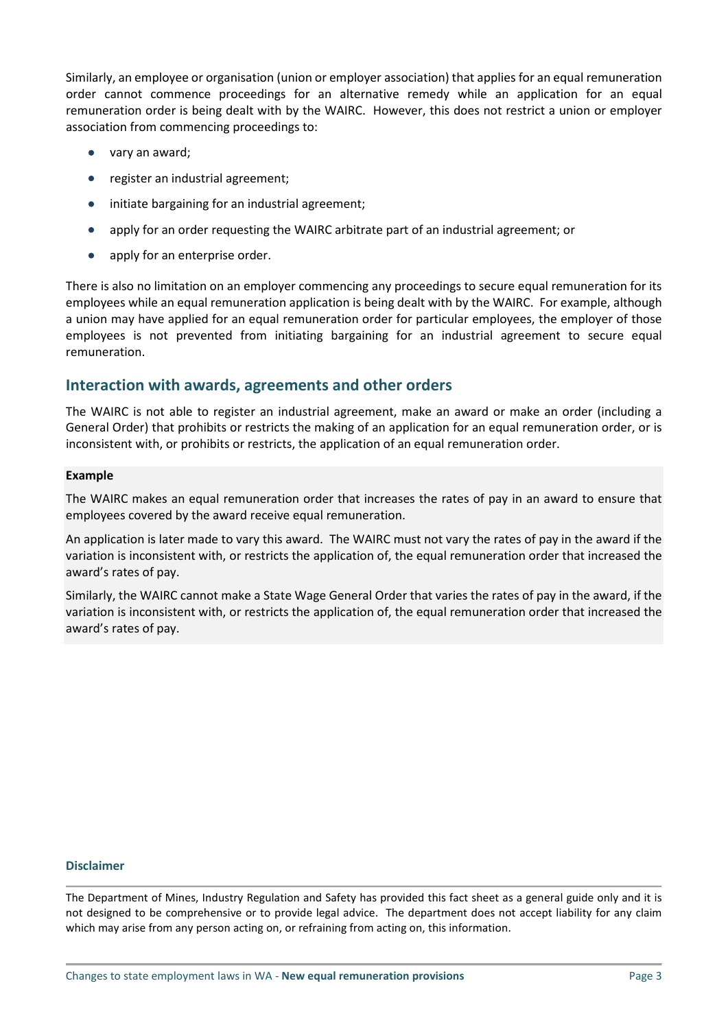Similarly, an employee or organisation (union or employer association) that applies for an equal remuneration order cannot commence proceedings for an alternative remedy while an application for an equal remuneration order is being dealt with by the WAIRC. However, this does not restrict a union or employer association from commencing proceedings to:

- vary an award;
- register an industrial agreement;
- initiate bargaining for an industrial agreement;
- apply for an order requesting the WAIRC arbitrate part of an industrial agreement; or
- apply for an enterprise order.

There is also no limitation on an employer commencing any proceedings to secure equal remuneration for its employees while an equal remuneration application is being dealt with by the WAIRC. For example, although a union may have applied for an equal remuneration order for particular employees, the employer of those employees is not prevented from initiating bargaining for an industrial agreement to secure equal remuneration.

## Interaction with awards, agreements and other orders

The WAIRC is not able to register an industrial agreement, make an award or make an order (including a General Order) that prohibits or restricts the making of an application for an equal remuneration order, or is inconsistent with, or prohibits or restricts, the application of an equal remuneration order.

**Example**

The WAIRC makes an equal remuneration order that increases the rates of pay in an award to ensure that employees covered by the award receive equal remuneration.

An application is later made to vary this award. The WAIRC must not vary the rates of pay in the award if the variation is inconsistent with, or restricts the application of, the equal remuneration order that increased the award's rates of pay.

Similarly, the WAIRC cannot make a State Wage General Order that varies the rates of pay in the award, if the variation is inconsistent with, or restricts the application of, the equal remuneration order that increased the award's rates of pay.

### Disclaimer

The Department of Mines, Industry Regulation and Safety has provided this fact sheet as a general guide only and it is not designed to be comprehensive or to provide legal advice. The department does not accept liability for any claim which may arise from any person acting on, or refraining from acting on, this information.